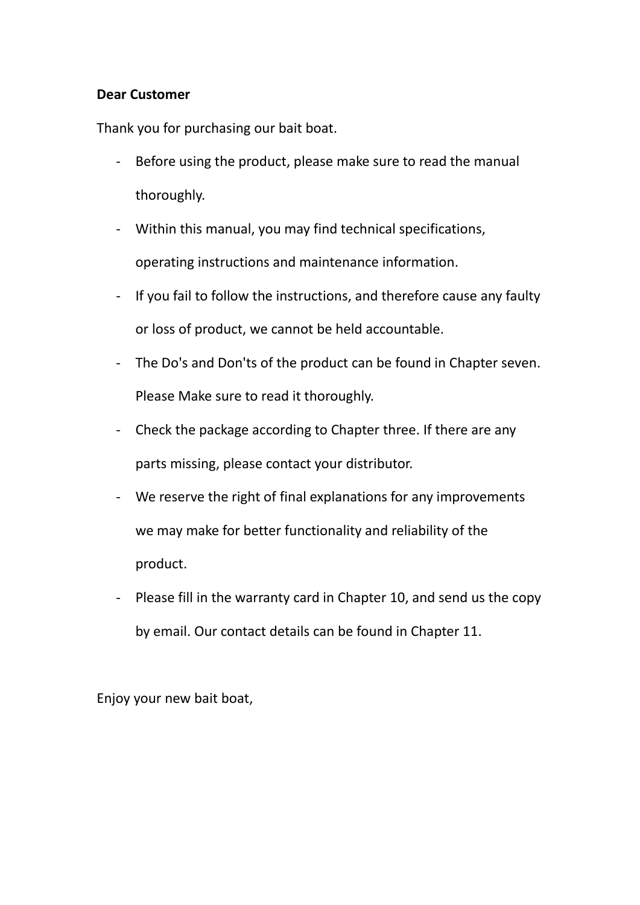**Dear Customer**

Thank you for purchasing our bait boat.

- Before using the product, please make sure to read the manual thoroughly.
- Within this manual, you may find technical specifications, operating instructions and maintenance information.
- If you fail to follow the instructions, and therefore cause any faulty or loss of product, we cannot be held accountable.
- The Do's and Don'ts of the product can be found in Chapter seven. Please Make sure to read it thoroughly.
- Check the package according to Chapter three. If there are any parts missing, please contact your distributor.
- We reserve the right of final explanations for any improvements we may make for better functionality and reliability of the product.
- Please fill in the warranty card in Chapter 10, and send us the copy by email. Our contact details can be found in Chapter 11.

Enjoy your new bait boat,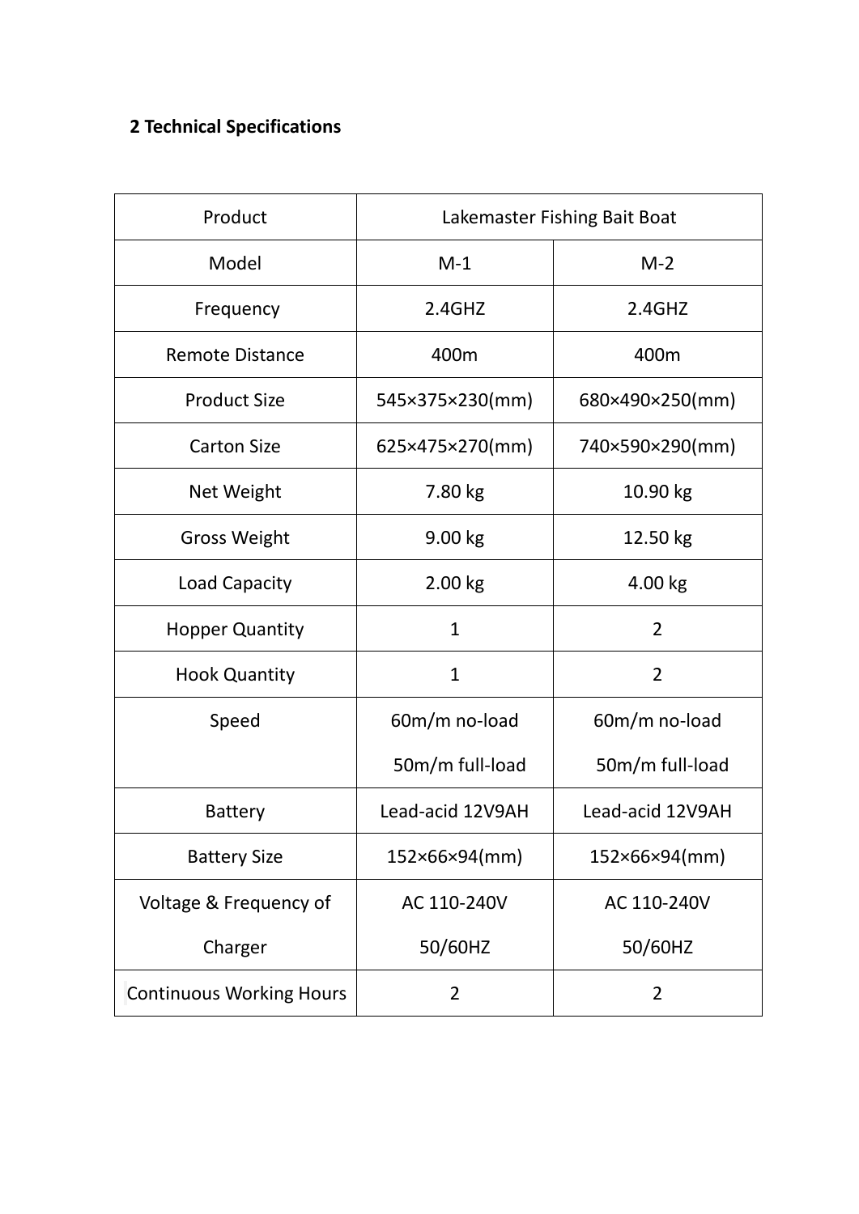## 2 Technical Specifications

| Product | Lakemaster Fishing Bait Boat | |
|---|---|---|
| Model | M-1 | M-2 |
| Frequency | 2.4GHZ | 2.4GHZ |
| Remote Distance | 400m | 400m |
| Product Size | 545×375×230(mm) | 680×490×250(mm) |
| Carton Size | 625×475×270(mm) | 740×590×290(mm) |
| Net Weight | 7.80 kg | 10.90 kg |
| Gross Weight | 9.00 kg | 12.50 kg |
| Load Capacity | 2.00 kg | 4.00 kg |
| Hopper Quantity | 1 | 2 |
| Hook Quantity | 1 | 2 |
| Speed | 60m/m no-load<br>50m/m full-load | 60m/m no-load<br>50m/m full-load |
| Battery | Lead-acid 12V9AH | Lead-acid 12V9AH |
| Battery Size | 152×66×94(mm) | 152×66×94(mm) |
| Voltage & Frequency of Charger | AC 110-240V<br>50/60HZ | AC 110-240V<br>50/60HZ |
| Continuous Working Hours | 2 | 2 |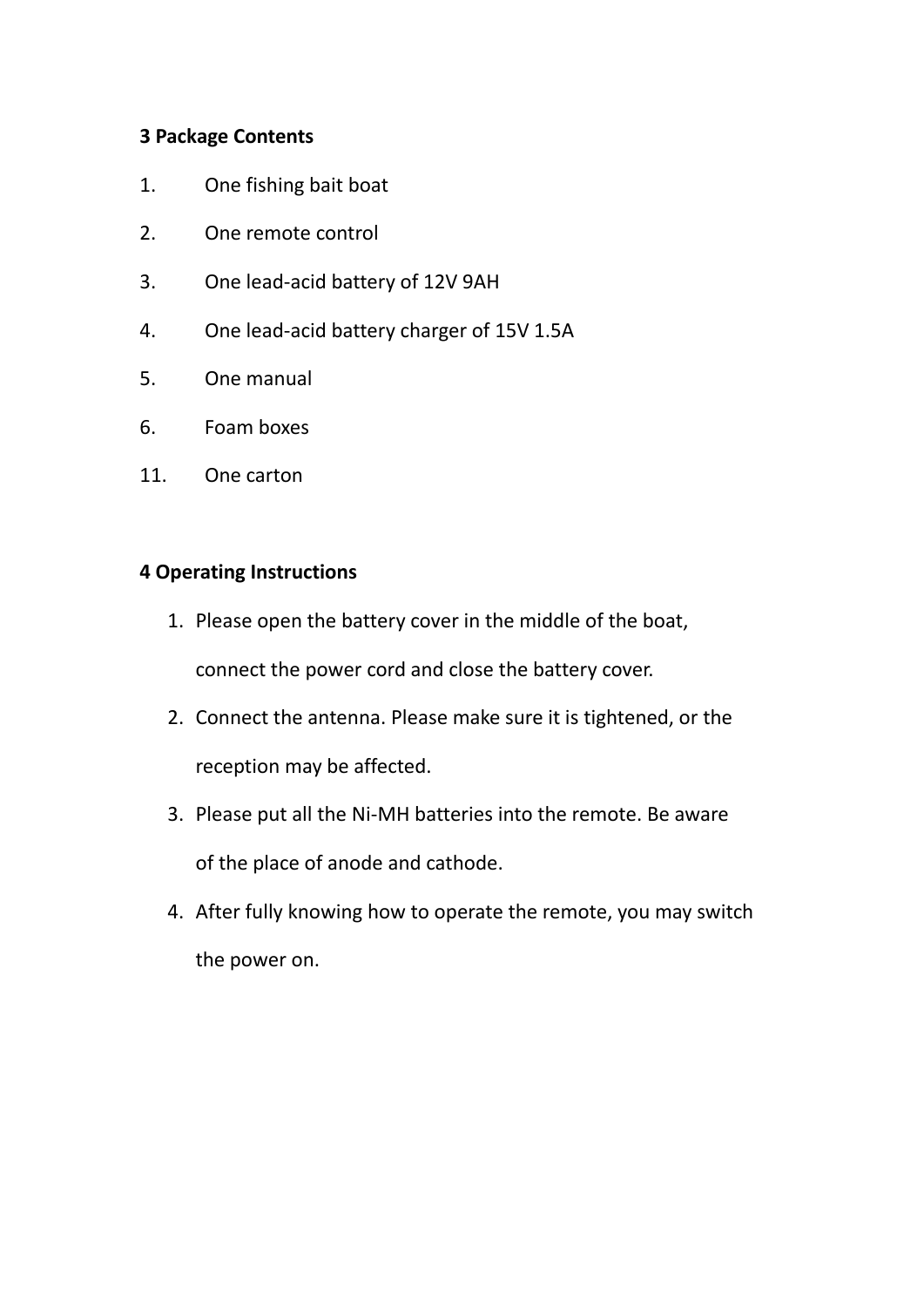## 3 Package Contents

1. One fishing bait boat
2. One remote control
3. One lead-acid battery of 12V 9AH
4. One lead-acid battery charger of 15V 1.5A
5. One manual
6. Foam boxes

11. One carton

## 4 Operating Instructions

1. Please open the battery cover in the middle of the boat, connect the power cord and close the battery cover.
2. Connect the antenna. Please make sure it is tightened, or the reception may be affected.
3. Please put all the Ni-MH batteries into the remote. Be aware of the place of anode and cathode.
4. After fully knowing how to operate the remote, you may switch the power on.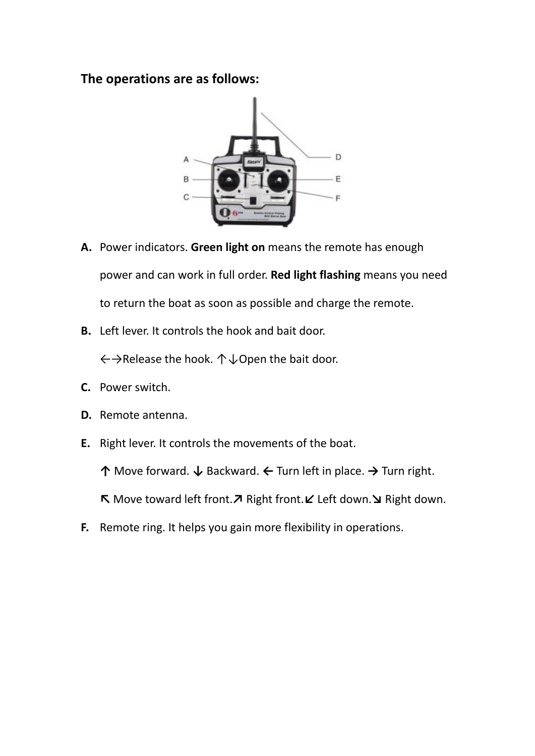**The operations are as follows:**

**A.** Power indicators. **Green light on** means the remote has enough power and can work in full order. **Red light flashing** means you need to return the boat as soon as possible and charge the remote.

**B.** Left lever. It controls the hook and bait door.

←→Release the hook. ↑↓Open the bait door.

**C.** Power switch.

**D.** Remote antenna.

**E.** Right lever. It controls the movements of the boat.

↑ Move forward. ↓ Backward. ← Turn left in place. → Turn right.

↖ Move toward left front.↗ Right front.↙ Left down.↘ Right down.

**F.** Remote ring. It helps you gain more flexibility in operations.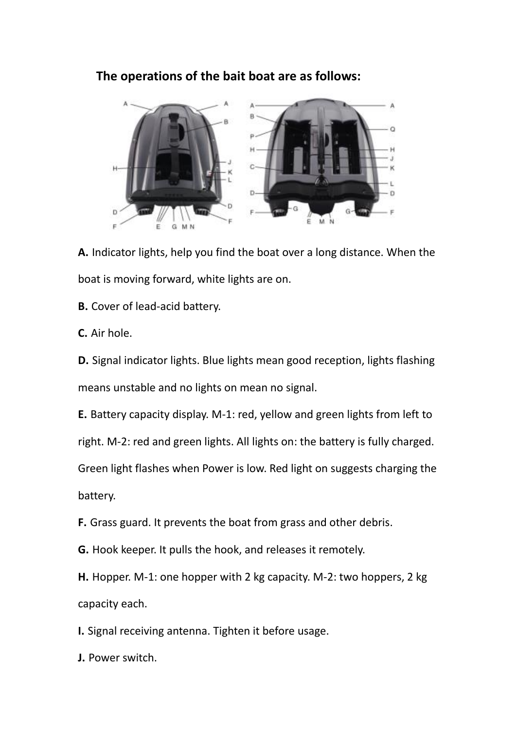**The operations of the bait boat are as follows:**

**A.** Indicator lights, help you find the boat over a long distance. When the boat is moving forward, white lights are on.

**B.** Cover of lead-acid battery.

**C.** Air hole.

**D.** Signal indicator lights. Blue lights mean good reception, lights flashing means unstable and no lights on mean no signal.

**E.** Battery capacity display. M-1: red, yellow and green lights from left to right. M-2: red and green lights. All lights on: the battery is fully charged. Green light flashes when Power is low. Red light on suggests charging the battery.

**F.** Grass guard. It prevents the boat from grass and other debris.

**G.** Hook keeper. It pulls the hook, and releases it remotely.

**H.** Hopper. M-1: one hopper with 2 kg capacity. M-2: two hoppers, 2 kg capacity each.

**I.** Signal receiving antenna. Tighten it before usage.

**J.** Power switch.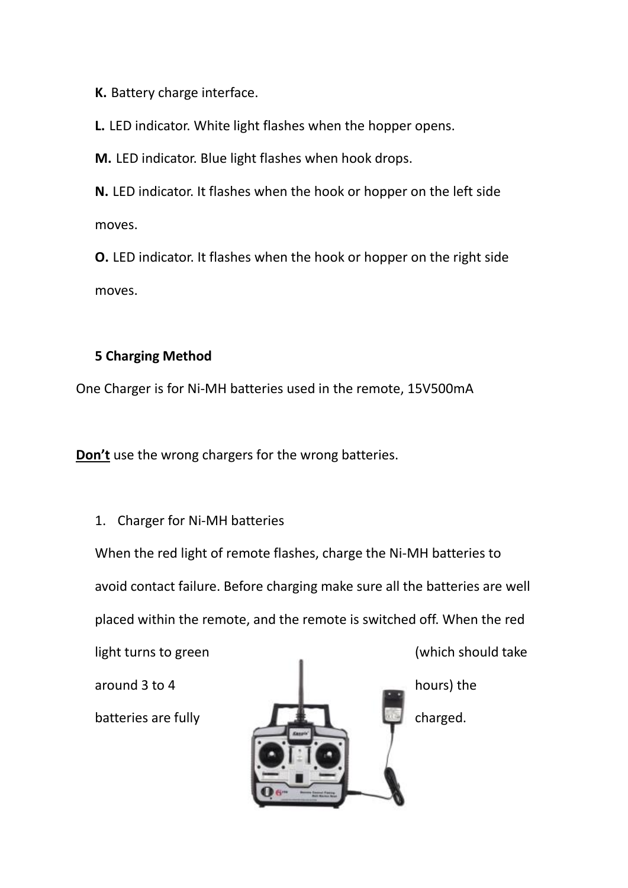**K.** Battery charge interface.

**L.** LED indicator. White light flashes when the hopper opens.

**M.** LED indicator. Blue light flashes when hook drops.

**N.** LED indicator. It flashes when the hook or hopper on the left side moves.

**O.** LED indicator. It flashes when the hook or hopper on the right side moves.

**5 Charging Method**

One Charger is for Ni-MH batteries used in the remote, 15V500mA

**Don't** use the wrong chargers for the wrong batteries.

1. Charger for Ni-MH batteries

When the red light of remote flashes, charge the Ni-MH batteries to avoid contact failure. Before charging make sure all the batteries are well placed within the remote, and the remote is switched off. When the red light turns to green (which should take around 3 to 4 hours) the batteries are fully charged.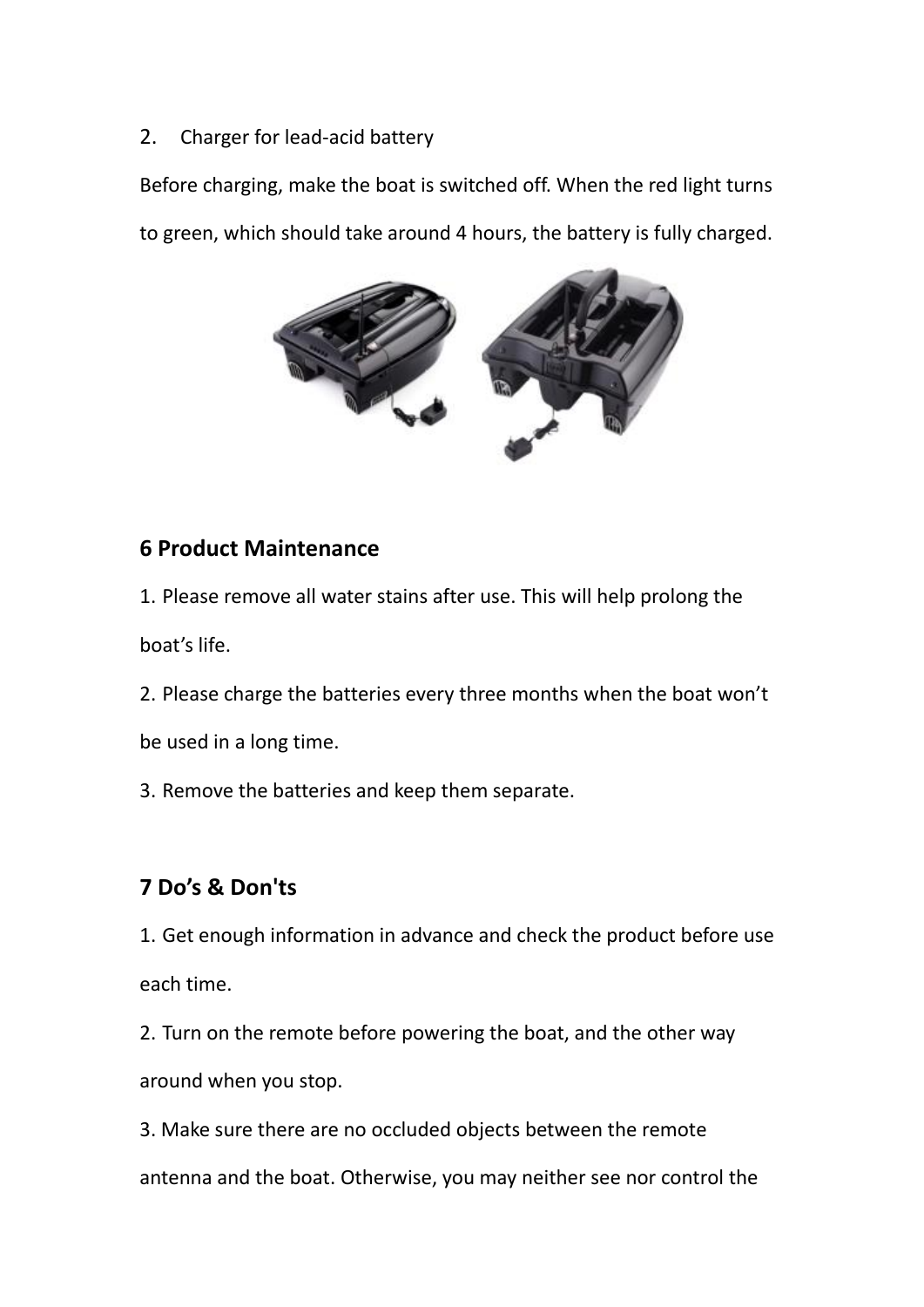2. Charger for lead-acid battery

Before charging, make the boat is switched off. When the red light turns to green, which should take around 4 hours, the battery is fully charged.

## 6 Product Maintenance

1. Please remove all water stains after use. This will help prolong the boat’s life.
2. Please charge the batteries every three months when the boat won’t be used in a long time.
3. Remove the batteries and keep them separate.

## 7 Do’s & Don'ts

1. Get enough information in advance and check the product before use each time.
2. Turn on the remote before powering the boat, and the other way around when you stop.
3. Make sure there are no occluded objects between the remote antenna and the boat. Otherwise, you may neither see nor control the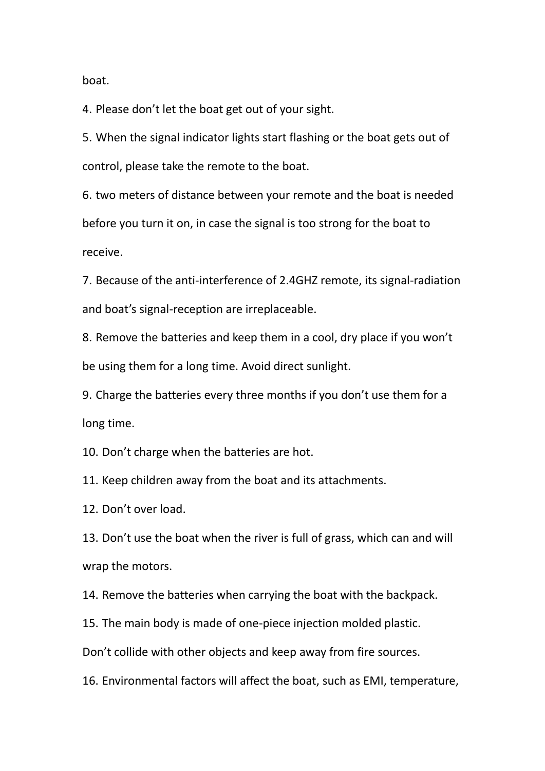boat.

4. Please don’t let the boat get out of your sight.

5. When the signal indicator lights start flashing or the boat gets out of control, please take the remote to the boat.

6. two meters of distance between your remote and the boat is needed before you turn it on, in case the signal is too strong for the boat to receive.

7. Because of the anti-interference of 2.4GHZ remote, its signal-radiation and boat’s signal-reception are irreplaceable.

8. Remove the batteries and keep them in a cool, dry place if you won’t be using them for a long time. Avoid direct sunlight.

9. Charge the batteries every three months if you don’t use them for a long time.

10. Don’t charge when the batteries are hot.

11. Keep children away from the boat and its attachments.

12. Don’t over load.

13. Don’t use the boat when the river is full of grass, which can and will wrap the motors.

14. Remove the batteries when carrying the boat with the backpack.

15. The main body is made of one-piece injection molded plastic. Don’t collide with other objects and keep away from fire sources.

16. Environmental factors will affect the boat, such as EMI, temperature,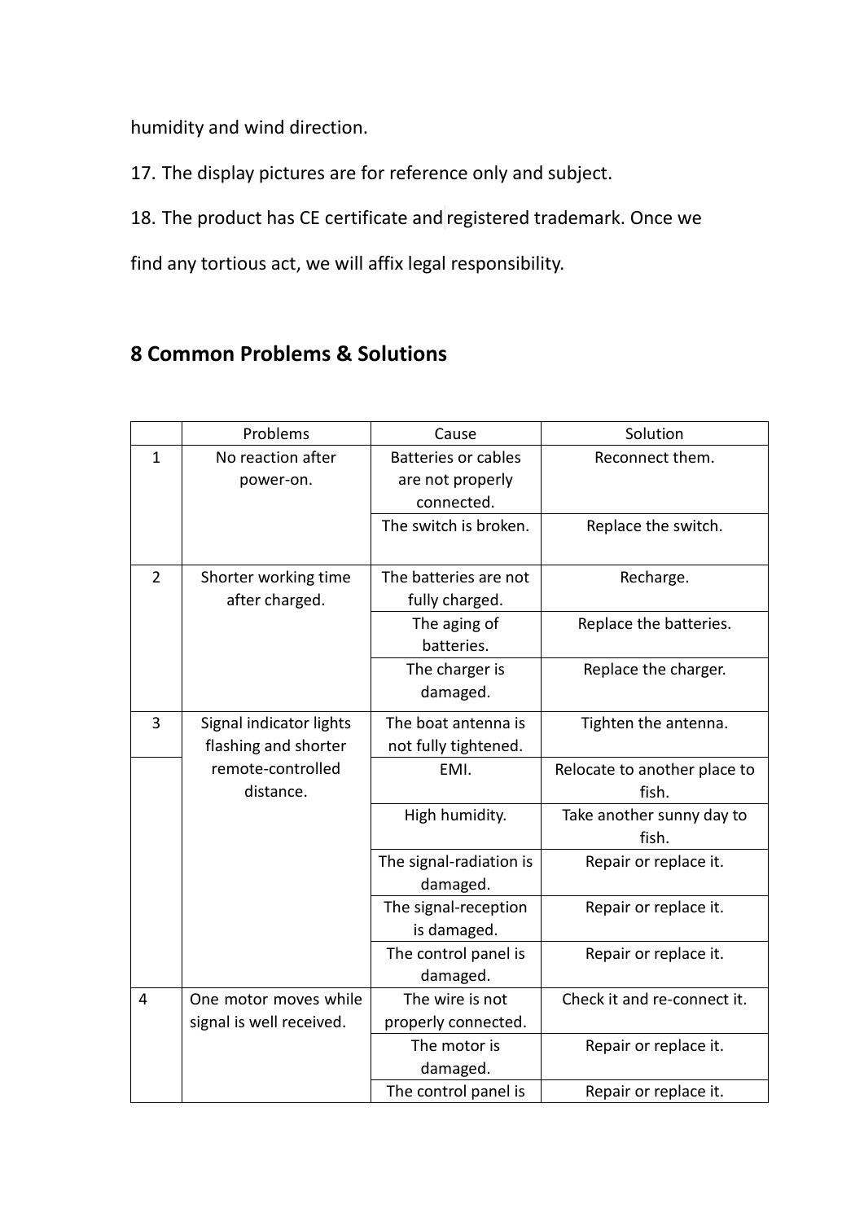humidity and wind direction.

17. The display pictures are for reference only and subject.

18. The product has CE certificate and registered trademark. Once we find any tortious act, we will affix legal responsibility.

## 8 Common Problems & Solutions

| | Problems | Cause | Solution |
|---|---|---|---|
| 1 | No reaction after power-on. | Batteries or cables are not properly connected. | Reconnect them. |
| | | The switch is broken. | Replace the switch. |
| 2 | Shorter working time after charged. | The batteries are not fully charged. | Recharge. |
| | | The aging of batteries. | Replace the batteries. |
| | | The charger is damaged. | Replace the charger. |
| 3 | Signal indicator lights flashing and shorter remote-controlled distance. | The boat antenna is not fully tightened. | Tighten the antenna. |
| | | EMI. | Relocate to another place to fish. |
| | | High humidity. | Take another sunny day to fish. |
| | | The signal-radiation is damaged. | Repair or replace it. |
| | | The signal-reception is damaged. | Repair or replace it. |
| | | The control panel is damaged. | Repair or replace it. |
| 4 | One motor moves while signal is well received. | The wire is not properly connected. | Check it and re-connect it. |
| | | The motor is damaged. | Repair or replace it. |
| | | The control panel is | Repair or replace it. |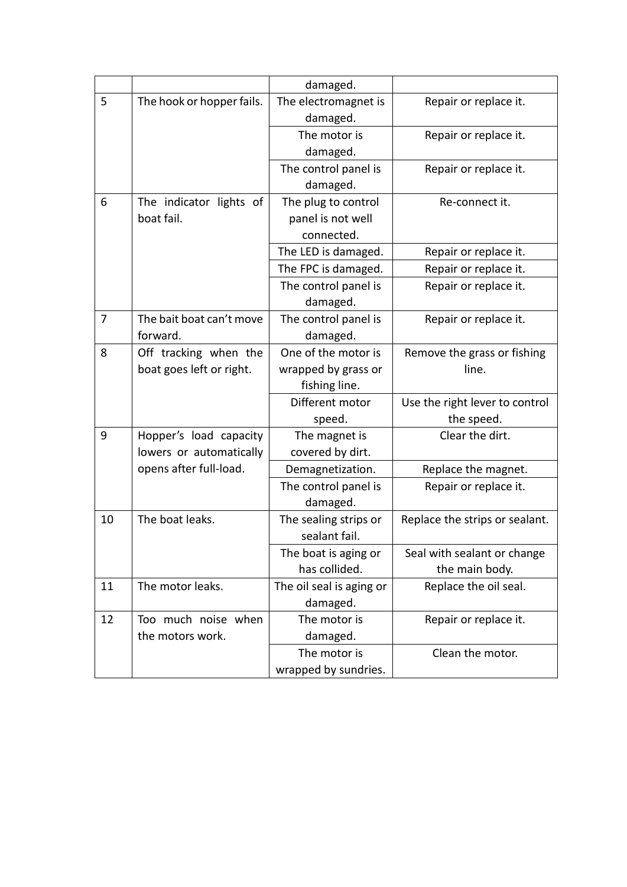| | | damaged. | |
|---|---|---|---|
| 5 | The hook or hopper fails. | The electromagnet is damaged. | Repair or replace it. |
| | | The motor is damaged. | Repair or replace it. |
| | | The control panel is damaged. | Repair or replace it. |
| 6 | The indicator lights of boat fail. | The plug to control panel is not well connected. | Re-connect it. |
| | | The LED is damaged. | Repair or replace it. |
| | | The FPC is damaged. | Repair or replace it. |
| | | The control panel is damaged. | Repair or replace it. |
| 7 | The bait boat can't move forward. | The control panel is damaged. | Repair or replace it. |
| 8 | Off tracking when the boat goes left or right. | One of the motor is wrapped by grass or fishing line. | Remove the grass or fishing line. |
| | | Different motor speed. | Use the right lever to control the speed. |
| 9 | Hopper's load capacity lowers or automatically opens after full-load. | The magnet is covered by dirt. | Clear the dirt. |
| | | Demagnetization. | Replace the magnet. |
| | | The control panel is damaged. | Repair or replace it. |
| 10 | The boat leaks. | The sealing strips or sealant fail. | Replace the strips or sealant. |
| | | The boat is aging or has collided. | Seal with sealant or change the main body. |
| 11 | The motor leaks. | The oil seal is aging or damaged. | Replace the oil seal. |
| 12 | Too much noise when the motors work. | The motor is damaged. | Repair or replace it. |
| | | The motor is wrapped by sundries. | Clean the motor. |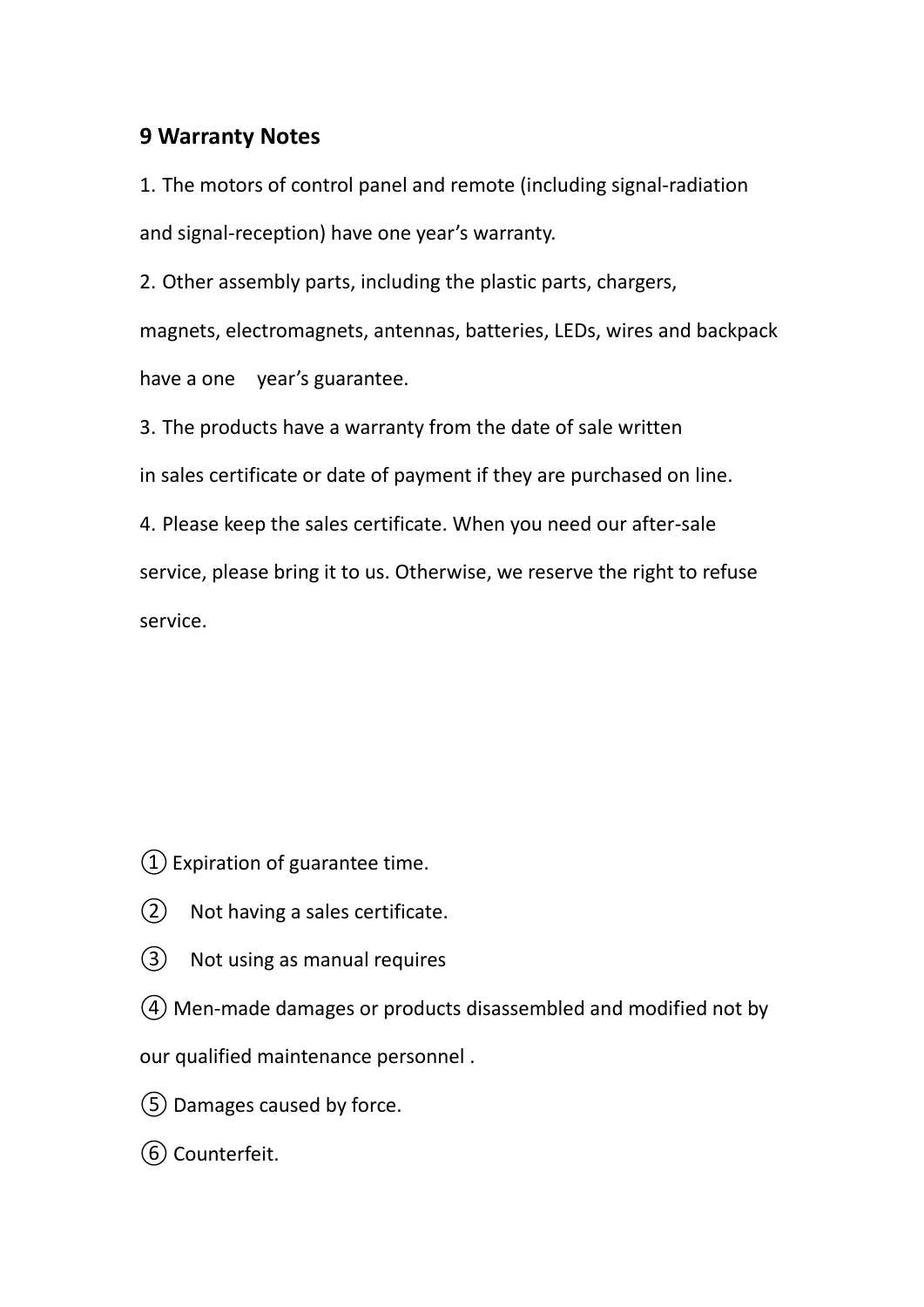## 9 Warranty Notes

1. The motors of control panel and remote (including signal-radiation and signal-reception) have one year's warranty.
2. Other assembly parts, including the plastic parts, chargers, magnets, electromagnets, antennas, batteries, LEDs, wires and backpack have a one year's guarantee.
3. The products have a warranty from the date of sale written in sales certificate or date of payment if they are purchased on line.
4. Please keep the sales certificate. When you need our after-sale service, please bring it to us. Otherwise, we reserve the right to refuse service.

① Expiration of guarantee time.

② Not having a sales certificate.

③ Not using as manual requires

④ Men-made damages or products disassembled and modified not by our qualified maintenance personnel .

⑤ Damages caused by force.

⑥ Counterfeit.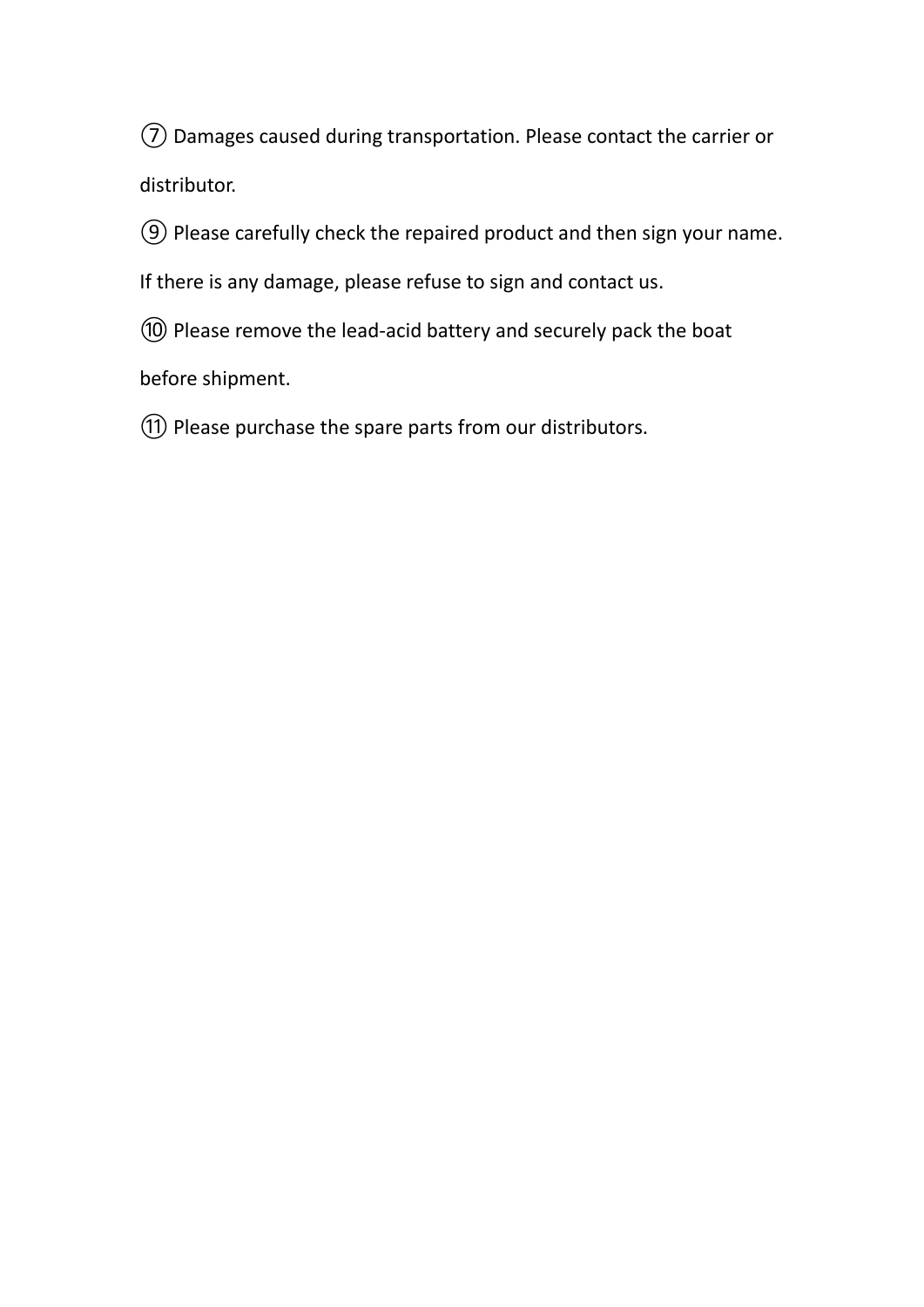⑦ Damages caused during transportation. Please contact the carrier or distributor.

⑨ Please carefully check the repaired product and then sign your name. If there is any damage, please refuse to sign and contact us.

⑩ Please remove the lead-acid battery and securely pack the boat before shipment.

⑪ Please purchase the spare parts from our distributors.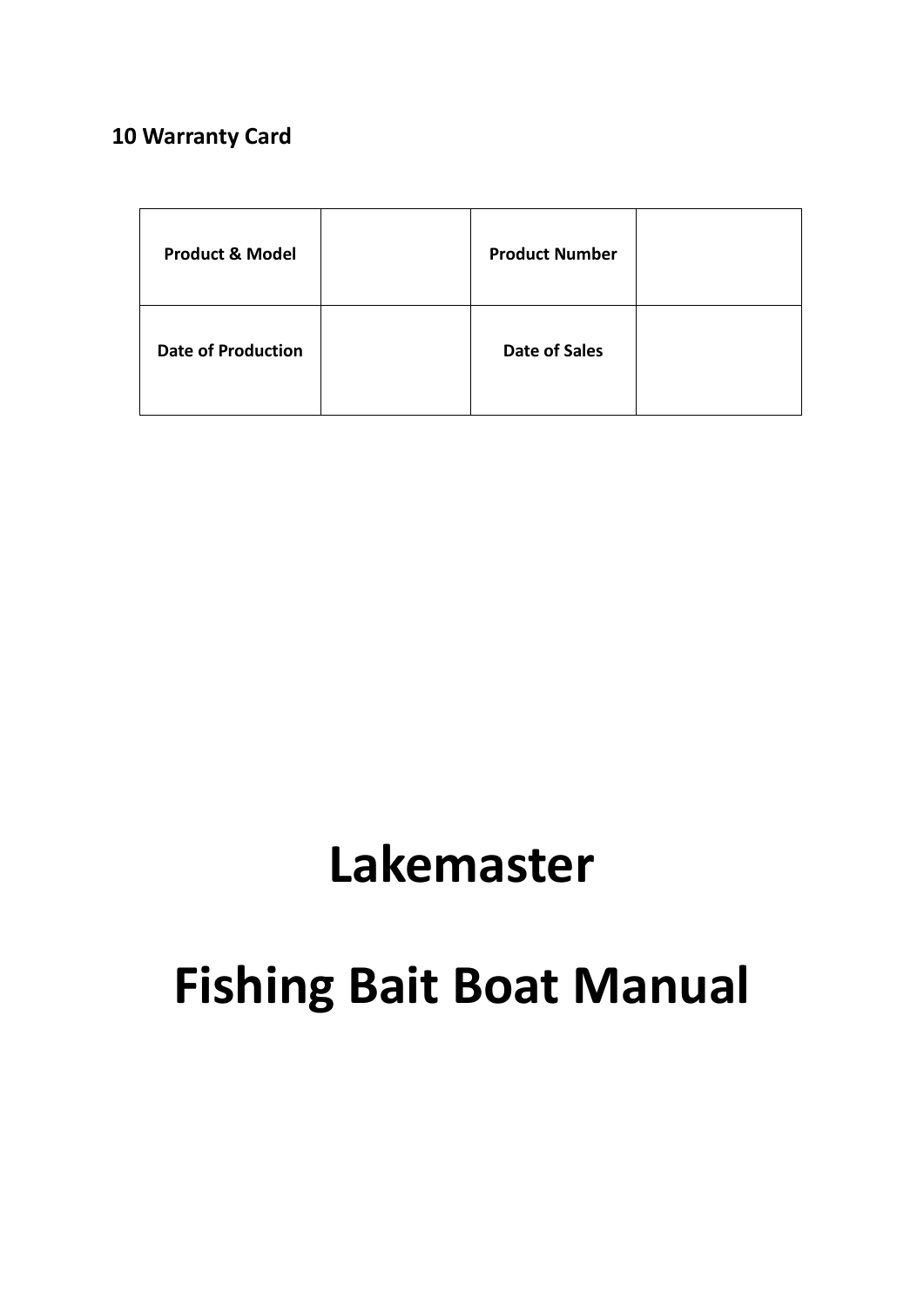## 10 Warranty Card

| Product & Model | | Product Number | |
|---|---|---|---|
| Date of Production | | Date of Sales | |

# Lakemaster

# Fishing Bait Boat Manual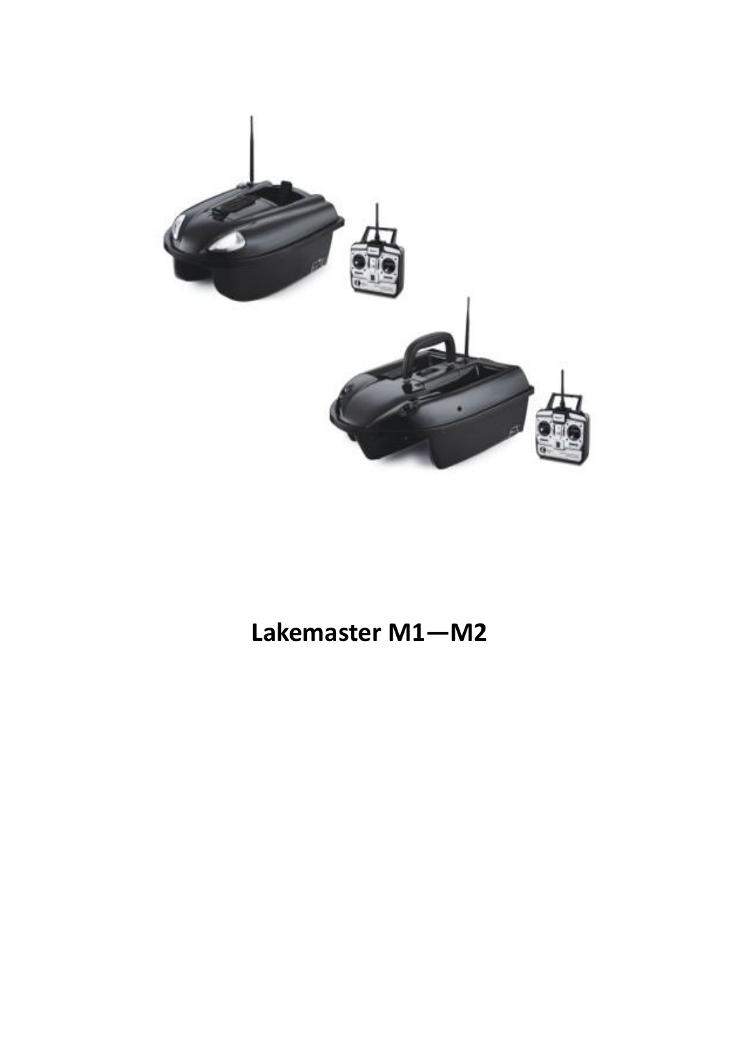**Lakemaster M1—M2**